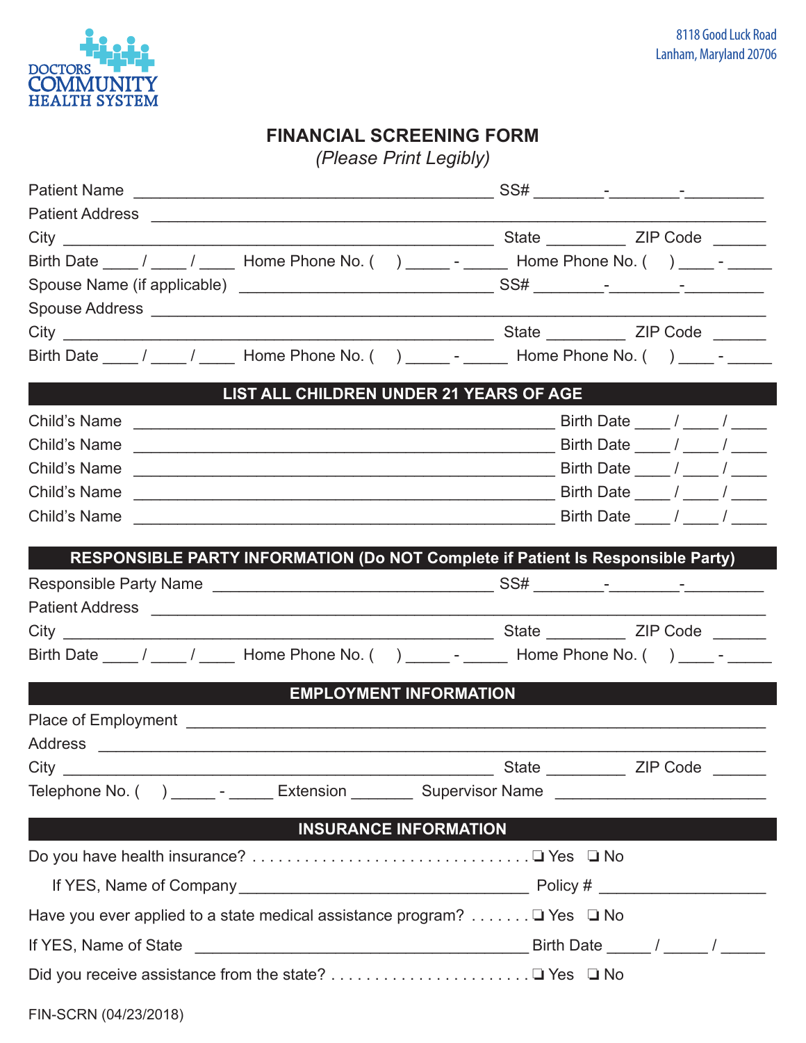DOCTORS COMMUNITY HEALTH SYSTEM

8118 Good Luck Road
Lanham, Maryland 20706

# FINANCIAL SCREENING FORM

*(Please Print Legibly)*

Patient Name ________________________________________ SS# ________-________-_________

Patient Address ____________________________________________________________________

City ________________________________________________ State _________ ZIP Code ______

Birth Date ____ / ____ / ____ Home Phone No. (    ) _____ - _____ Home Phone No. (    ) ____ - _____

Spouse Name (if applicable) ____________________________ SS# ________-________-_________

Spouse Address ____________________________________________________________________

City ________________________________________________ State _________ ZIP Code ______

Birth Date ____ / ____ / ____ Home Phone No. (    ) _____ - _____ Home Phone No. (    ) ____ - _____

## LIST ALL CHILDREN UNDER 21 YEARS OF AGE

Child's Name ______________________________________________ Birth Date ____ / ____ / ____

Child's Name ______________________________________________ Birth Date ____ / ____ / ____

Child's Name ______________________________________________ Birth Date ____ / ____ / ____

Child's Name ______________________________________________ Birth Date ____ / ____ / ____

Child's Name ______________________________________________ Birth Date ____ / ____ / ____

## RESPONSIBLE PARTY INFORMATION (Do NOT Complete if Patient Is Responsible Party)

Responsible Party Name ________________________________ SS# ________-________-_________

Patient Address ____________________________________________________________________

City ________________________________________________ State _________ ZIP Code ______

Birth Date ____ / ____ / ____ Home Phone No. (    ) _____ - _____ Home Phone No. (    ) ____ - _____

## EMPLOYMENT INFORMATION

Place of Employment ______________________________________________________________

Address ___________________________________________________________________________

City ________________________________________________ State _________ ZIP Code ______

Telephone No. (    ) _____ - _____ Extension _______ Supervisor Name ________________________

## INSURANCE INFORMATION

Do you have health insurance? . . . . . . . . . . . . . . . . . . . . . . . . . . . . . . . ❑ Yes ❑ No

If YES, Name of Company _________________________________ Policy # __________________

Have you ever applied to a state medical assistance program? . . . . . . . ❑ Yes ❑ No

If YES, Name of State ____________________________________ Birth Date _____ / _____ / _____

Did you receive assistance from the state? . . . . . . . . . . . . . . . . . . . . . . . ❑ Yes ❑ No

FIN-SCRN (04/23/2018)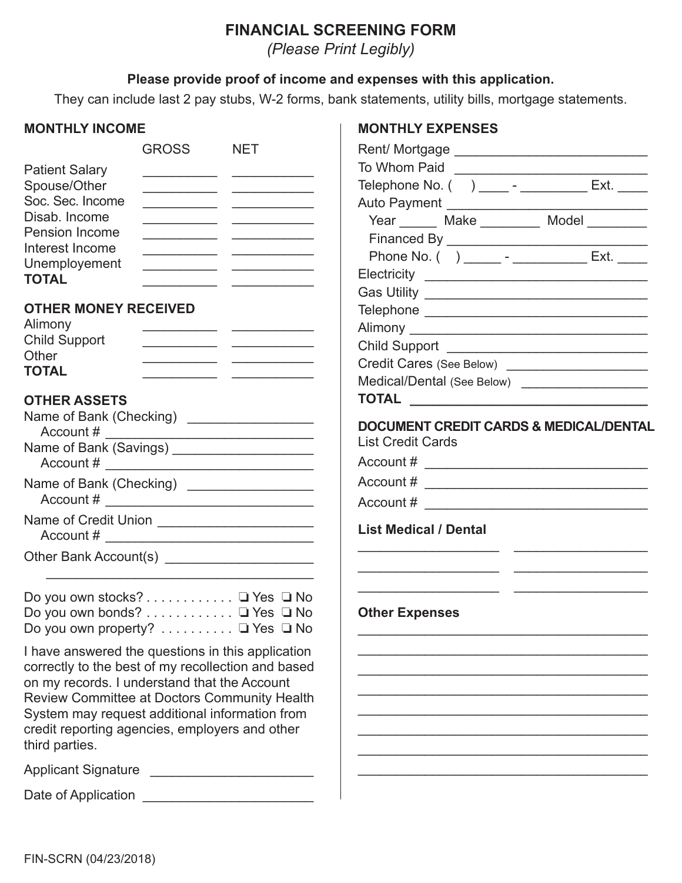# FINANCIAL SCREENING FORM

*(Please Print Legibly)*

**Please provide proof of income and expenses with this application.**

They can include last 2 pay stubs, W-2 forms, bank statements, utility bills, mortgage statements.

## MONTHLY INCOME

| | GROSS | NET |
|---|---|---|
| Patient Salary | __________ | __________ |
| Spouse/Other | __________ | __________ |
| Soc. Sec. Income | __________ | __________ |
| Disab. Income | __________ | __________ |
| Pension Income | __________ | __________ |
| Interest Income | __________ | __________ |
| Unemployement | __________ | __________ |
| **TOTAL** | __________ | __________ |

## OTHER MONEY RECEIVED

| | | |
|---|---|---|
| Alimony | __________ | __________ |
| Child Support | __________ | __________ |
| Other | __________ | __________ |
| **TOTAL** | __________ | __________ |

## OTHER ASSETS

Name of Bank (Checking) ________________
Account # ____________________________

Name of Bank (Savings) __________________
Account # ____________________________

Name of Bank (Checking) ________________
Account # ____________________________

Name of Credit Union ____________________
Account # ____________________________

Other Bank Account(s) ___________________
____________________________________

Do you own stocks? . . . . . . . . . . . . ❑ Yes ❑ No
Do you own bonds? . . . . . . . . . . . . ❑ Yes ❑ No
Do you own property? . . . . . . . . . . ❑ Yes ❑ No

I have answered the questions in this application correctly to the best of my recollection and based on my records. I understand that the Account Review Committee at Doctors Community Health System may request additional information from credit reporting agencies, employers and other third parties.

Applicant Signature ____________________

Date of Application ______________________

## MONTHLY EXPENSES

Rent/ Mortgage _________________________
To Whom Paid _________________________
Telephone No. (    ) ____ - _________ Ext. ____
Auto Payment __________________________
Year _____ Make ________ Model ________
Financed By ___________________________
Phone No. (    ) _____ - __________ Ext. ____
Electricity ______________________________
Gas Utility ______________________________
Telephone ______________________________
Alimony ________________________________
Child Support ___________________________
Credit Cares (See Below) __________________
Medical/Dental (See Below) ________________
**TOTAL** ________________________________

## DOCUMENT CREDIT CARDS & MEDICAL/DENTAL

List Credit Cards

Account # ______________________________
Account # ______________________________
Account # ______________________________

### List Medical / Dental

__________________ __________________
__________________ __________________
__________________ __________________

### Other Expenses

______________________________________
______________________________________
______________________________________
______________________________________
______________________________________
______________________________________
______________________________________
______________________________________

FIN-SCRN (04/23/2018)